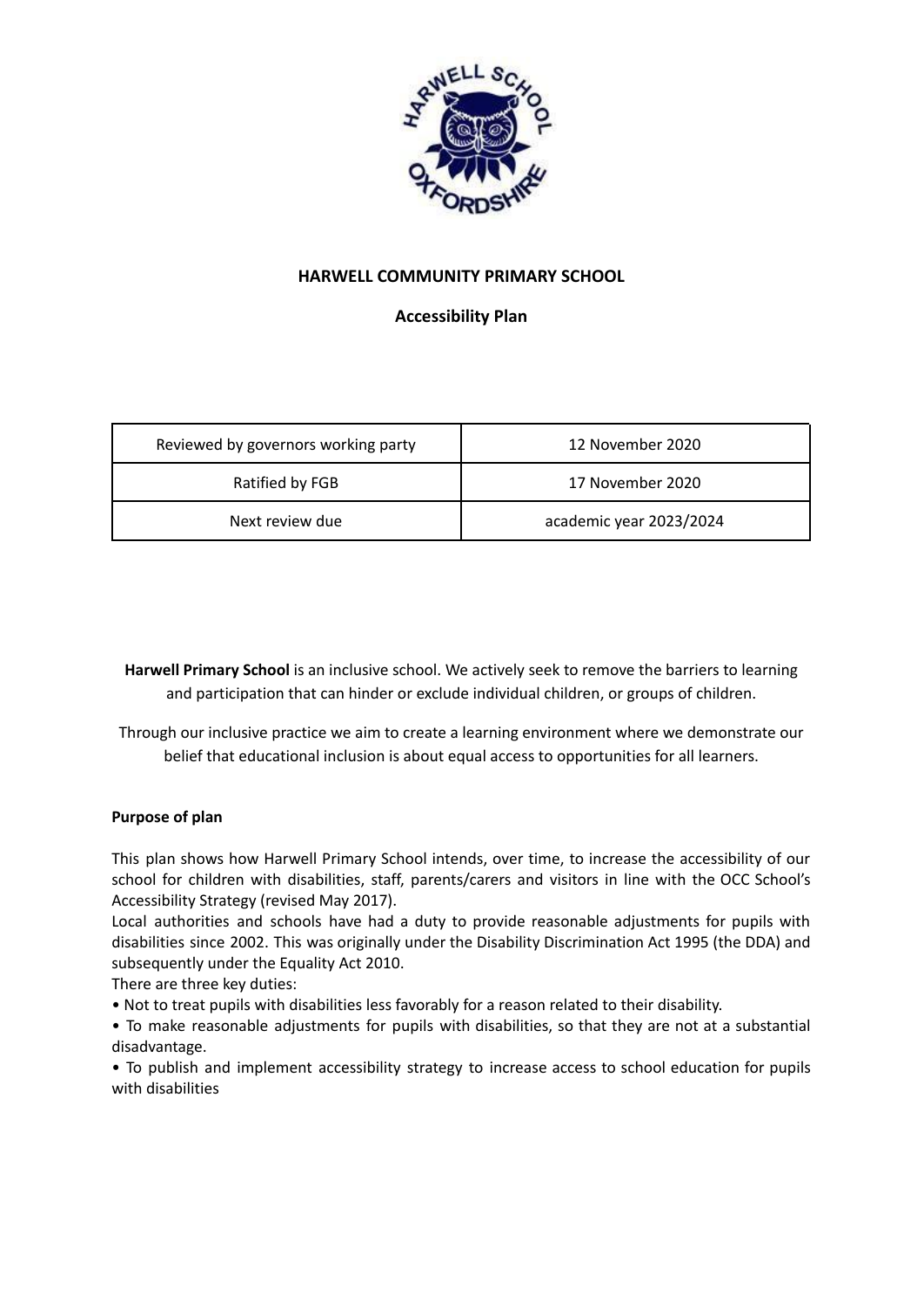**HARWELL COMMUNITY PRIMARY SCHOOL**

**Accessibility Plan**

| Reviewed by governors working party | 12 November 2020 |
| --- | --- |
| Ratified by FGB | 17 November 2020 |
| Next review due | academic year 2023/2024 |

**Harwell Primary School** is an inclusive school. We actively seek to remove the barriers to learning and participation that can hinder or exclude individual children, or groups of children.

Through our inclusive practice we aim to create a learning environment where we demonstrate our belief that educational inclusion is about equal access to opportunities for all learners.

**Purpose of plan**

This plan shows how Harwell Primary School intends, over time, to increase the accessibility of our school for children with disabilities, staff, parents/carers and visitors in line with the OCC School's Accessibility Strategy (revised May 2017).

Local authorities and schools have had a duty to provide reasonable adjustments for pupils with disabilities since 2002. This was originally under the Disability Discrimination Act 1995 (the DDA) and subsequently under the Equality Act 2010.

There are three key duties:

- Not to treat pupils with disabilities less favorably for a reason related to their disability.
- To make reasonable adjustments for pupils with disabilities, so that they are not at a substantial disadvantage.
- To publish and implement accessibility strategy to increase access to school education for pupils with disabilities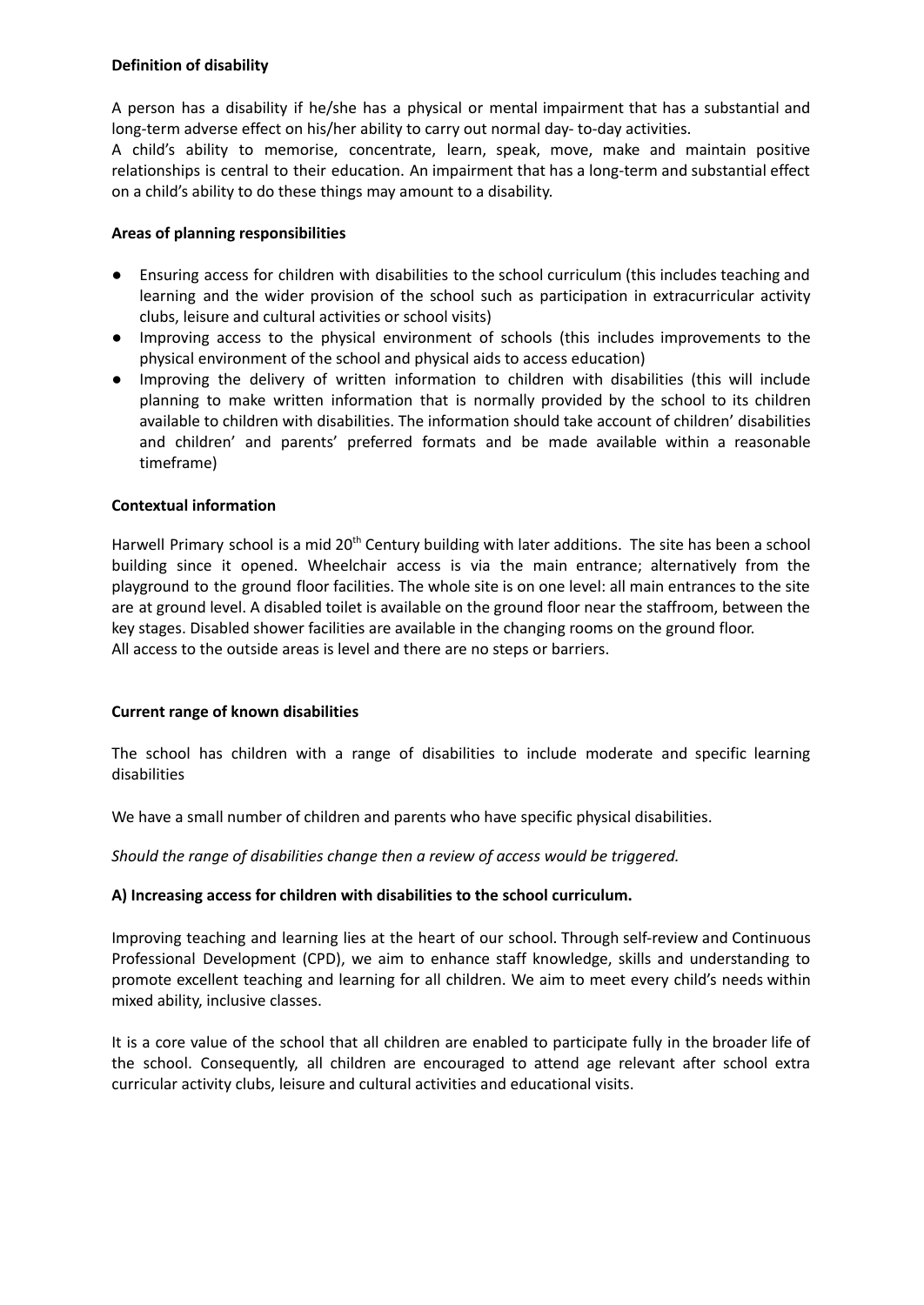**Definition of disability**

A person has a disability if he/she has a physical or mental impairment that has a substantial and long-term adverse effect on his/her ability to carry out normal day- to-day activities.
A child's ability to memorise, concentrate, learn, speak, move, make and maintain positive relationships is central to their education. An impairment that has a long-term and substantial effect on a child's ability to do these things may amount to a disability.

**Areas of planning responsibilities**

- Ensuring access for children with disabilities to the school curriculum (this includes teaching and learning and the wider provision of the school such as participation in extracurricular activity clubs, leisure and cultural activities or school visits)
- Improving access to the physical environment of schools (this includes improvements to the physical environment of the school and physical aids to access education)
- Improving the delivery of written information to children with disabilities (this will include planning to make written information that is normally provided by the school to its children available to children with disabilities. The information should take account of children' disabilities and children' and parents' preferred formats and be made available within a reasonable timeframe)

**Contextual information**

Harwell Primary school is a mid 20th Century building with later additions. The site has been a school building since it opened. Wheelchair access is via the main entrance; alternatively from the playground to the ground floor facilities. The whole site is on one level: all main entrances to the site are at ground level. A disabled toilet is available on the ground floor near the staffroom, between the key stages. Disabled shower facilities are available in the changing rooms on the ground floor.
All access to the outside areas is level and there are no steps or barriers.

**Current range of known disabilities**

The school has children with a range of disabilities to include moderate and specific learning disabilities

We have a small number of children and parents who have specific physical disabilities.

*Should the range of disabilities change then a review of access would be triggered.*

**A) Increasing access for children with disabilities to the school curriculum.**

Improving teaching and learning lies at the heart of our school. Through self-review and Continuous Professional Development (CPD), we aim to enhance staff knowledge, skills and understanding to promote excellent teaching and learning for all children. We aim to meet every child's needs within mixed ability, inclusive classes.

It is a core value of the school that all children are enabled to participate fully in the broader life of the school. Consequently, all children are encouraged to attend age relevant after school extra curricular activity clubs, leisure and cultural activities and educational visits.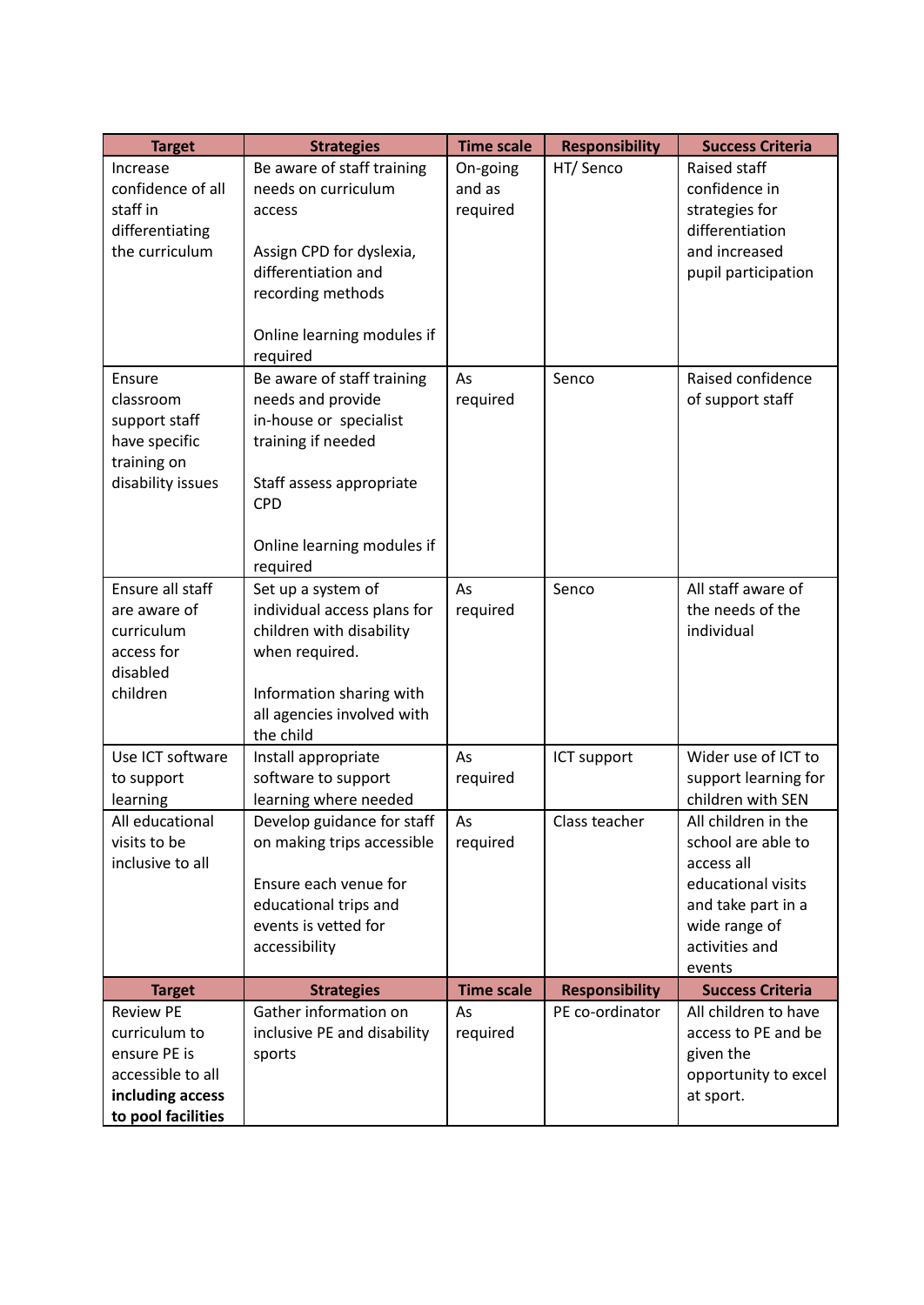| Target | Strategies | Time scale | Responsibility | Success Criteria |
|---|---|---|---|---|
| Increase confidence of all staff in differentiating the curriculum | Be aware of staff training needs on curriculum access<br><br>Assign CPD for dyslexia, differentiation and recording methods<br><br>Online learning modules if required | On-going and as required | HT/ Senco | Raised staff confidence in strategies for differentiation and increased pupil participation |
| Ensure classroom support staff have specific training on disability issues | Be aware of staff training needs and provide in-house or specialist training if needed<br><br>Staff assess appropriate CPD<br><br>Online learning modules if required | As required | Senco | Raised confidence of support staff |
| Ensure all staff are aware of curriculum access for disabled children | Set up a system of individual access plans for children with disability when required.<br><br>Information sharing with all agencies involved with the child | As required | Senco | All staff aware of the needs of the individual |
| Use ICT software to support learning | Install appropriate software to support learning where needed | As required | ICT support | Wider use of ICT to support learning for children with SEN |
| All educational visits to be inclusive to all | Develop guidance for staff on making trips accessible<br><br>Ensure each venue for educational trips and events is vetted for accessibility | As required | Class teacher | All children in the school are able to access all educational visits and take part in a wide range of activities and events |
| **Target** | **Strategies** | **Time scale** | **Responsibility** | **Success Criteria** |
| Review PE curriculum to ensure PE is accessible to all **including access to pool facilities** | Gather information on inclusive PE and disability sports | As required | PE co-ordinator | All children to have access to PE and be given the opportunity to excel at sport. |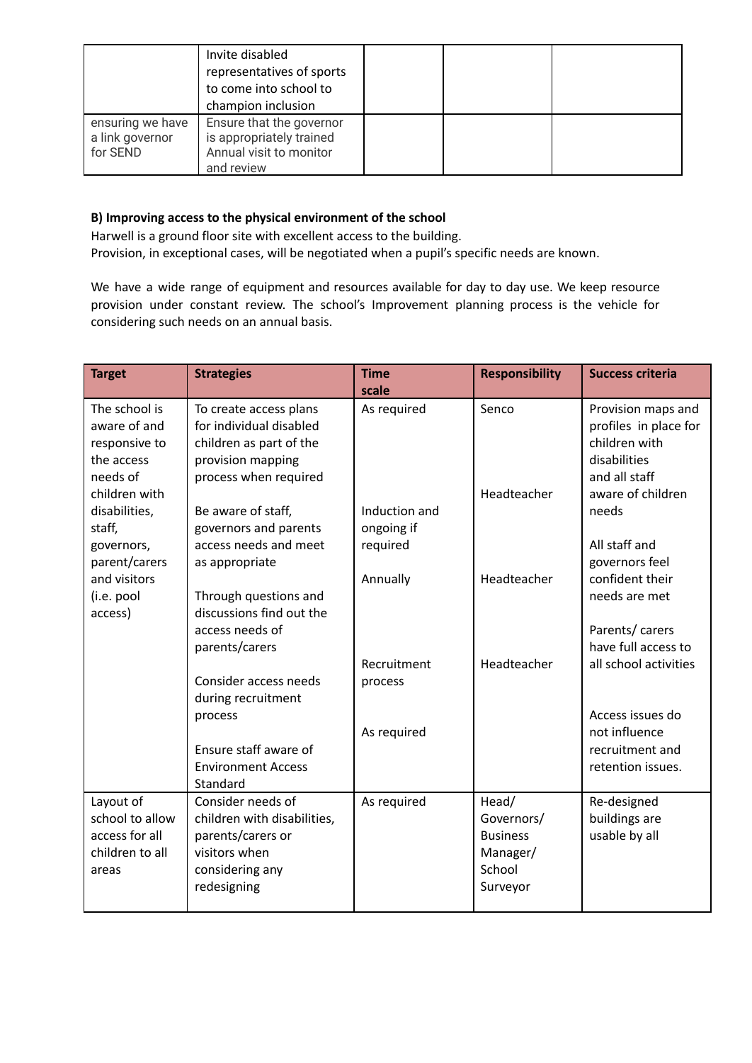|  |  |  |  |  |
|---|---|---|---|---|
|  | Invite disabled representatives of sports to come into school to champion inclusion |  |  |  |
| ensuring we have a link governor for SEND | Ensure that the governor is appropriately trained Annual visit to monitor and review |  |  |  |

**B) Improving access to the physical environment of the school**

Harwell is a ground floor site with excellent access to the building.
Provision, in exceptional cases, will be negotiated when a pupil's specific needs are known.

We have a wide range of equipment and resources available for day to day use. We keep resource provision under constant review. The school's Improvement planning process is the vehicle for considering such needs on an annual basis.

| Target | Strategies | Time scale | Responsibility | Success criteria |
|---|---|---|---|---|
| The school is aware of and responsive to the access needs of children with disabilities, staff, governors, parent/carers and visitors (i.e. pool access) | To create access plans for individual disabled children as part of the provision mapping process when required<br><br>Be aware of staff, governors and parents access needs and meet as appropriate<br><br>Through questions and discussions find out the access needs of parents/carers<br><br>Consider access needs during recruitment process<br><br>Ensure staff aware of Environment Access Standard | As required<br><br>Induction and ongoing if required<br><br>Annually<br><br>Recruitment process<br><br>As required | Senco<br><br>Headteacher<br><br>Headteacher<br><br>Headteacher | Provision maps and profiles in place for children with disabilities and all staff aware of children needs<br><br>All staff and governors feel confident their needs are met<br><br>Parents/ carers have full access to all school activities<br><br>Access issues do not influence recruitment and retention issues. |
| Layout of school to allow access for all children to all areas | Consider needs of children with disabilities, parents/carers or visitors when considering any redesigning | As required | Head/ Governors/ Business Manager/ School Surveyor | Re-designed buildings are usable by all |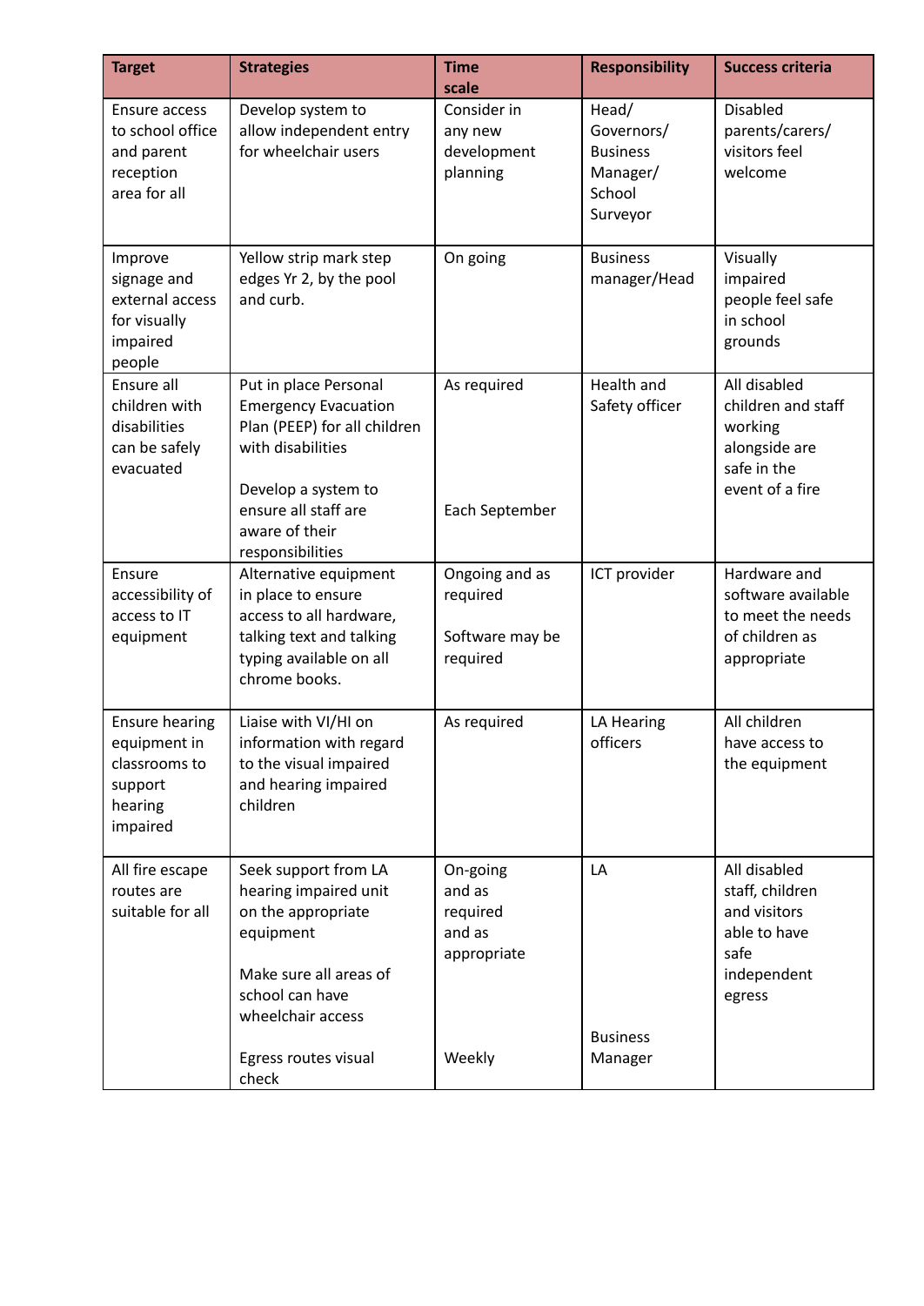| Target | Strategies | Time scale | Responsibility | Success criteria |
|---|---|---|---|---|
| Ensure access to school office and parent reception area for all | Develop system to allow independent entry for wheelchair users | Consider in any new development planning | Head/ Governors/ Business Manager/ School Surveyor | Disabled parents/carers/ visitors feel welcome |
| Improve signage and external access for visually impaired people | Yellow strip mark step edges Yr 2, by the pool and curb. | On going | Business manager/Head | Visually impaired people feel safe in school grounds |
| Ensure all children with disabilities can be safely evacuated | Put in place Personal Emergency Evacuation Plan (PEEP) for all children with disabilities<br><br>Develop a system to ensure all staff are aware of their responsibilities | As required<br><br>Each September | Health and Safety officer | All disabled children and staff working alongside are safe in the event of a fire |
| Ensure accessibility of access to IT equipment | Alternative equipment in place to ensure access to all hardware, talking text and talking typing available on all chrome books. | Ongoing and as required<br><br>Software may be required | ICT provider | Hardware and software available to meet the needs of children as appropriate |
| Ensure hearing equipment in classrooms to support hearing impaired | Liaise with VI/HI on information with regard to the visual impaired and hearing impaired children | As required | LA Hearing officers | All children have access to the equipment |
| All fire escape routes are suitable for all | Seek support from LA hearing impaired unit on the appropriate equipment<br><br>Make sure all areas of school can have wheelchair access<br><br>Egress routes visual check | On-going and as required and as appropriate<br><br>Weekly | LA<br><br>Business Manager | All disabled staff, children and visitors able to have safe independent egress |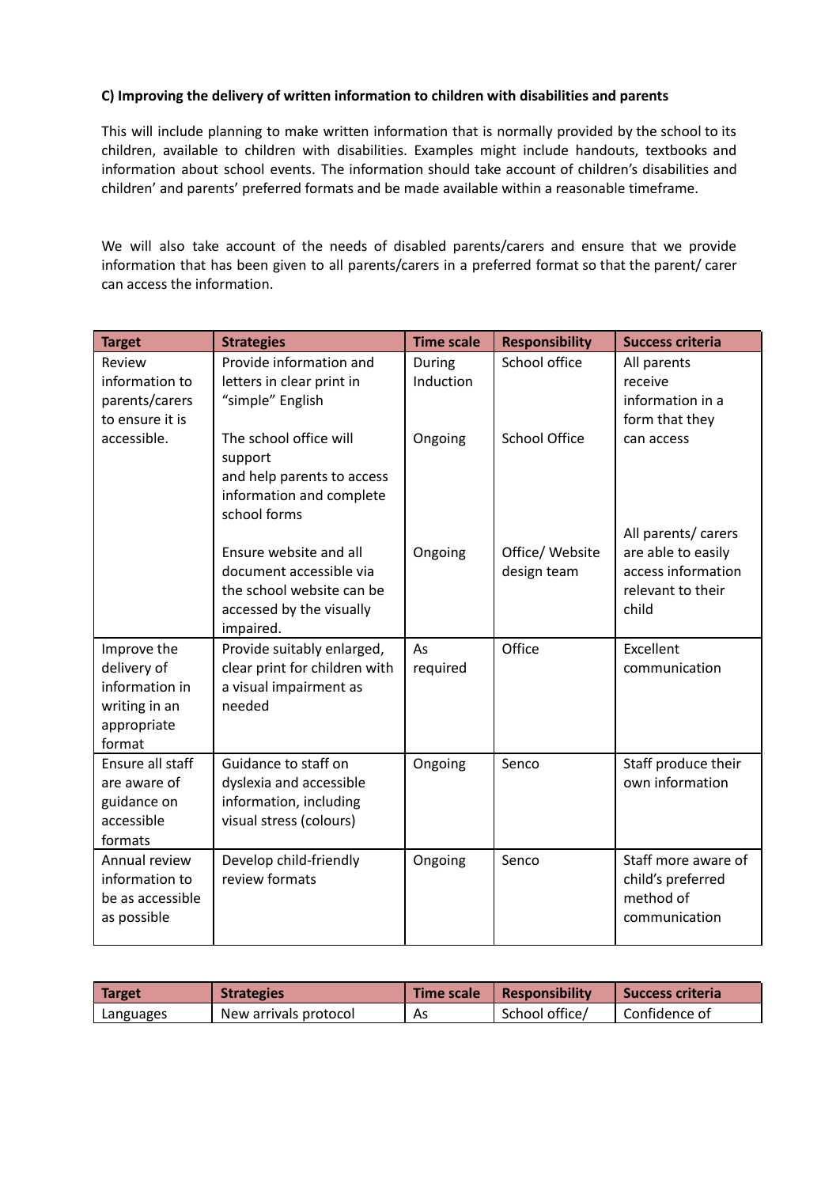**C) Improving the delivery of written information to children with disabilities and parents**

This will include planning to make written information that is normally provided by the school to its children, available to children with disabilities. Examples might include handouts, textbooks and information about school events. The information should take account of children's disabilities and children' and parents' preferred formats and be made available within a reasonable timeframe.

We will also take account of the needs of disabled parents/carers and ensure that we provide information that has been given to all parents/carers in a preferred format so that the parent/ carer can access the information.

| Target | Strategies | Time scale | Responsibility | Success criteria |
|---|---|---|---|---|
| Review information to parents/carers to ensure it is accessible. | Provide information and letters in clear print in "simple" English | During Induction | School office | All parents receive information in a form that they can access |
| | The school office will support and help parents to access information and complete school forms | Ongoing | School Office | |
| | Ensure website and all document accessible via the school website can be accessed by the visually impaired. | Ongoing | Office/ Website design team | All parents/ carers are able to easily access information relevant to their child |
| Improve the delivery of information in writing in an appropriate format | Provide suitably enlarged, clear print for children with a visual impairment as needed | As required | Office | Excellent communication |
| Ensure all staff are aware of guidance on accessible formats | Guidance to staff on dyslexia and accessible information, including visual stress (colours) | Ongoing | Senco | Staff produce their own information |
| Annual review information to be as accessible as possible | Develop child-friendly review formats | Ongoing | Senco | Staff more aware of child's preferred method of communication |

| Target | Strategies | Time scale | Responsibility | Success criteria |
|---|---|---|---|---|
| Languages | New arrivals protocol | As | School office/ | Confidence of |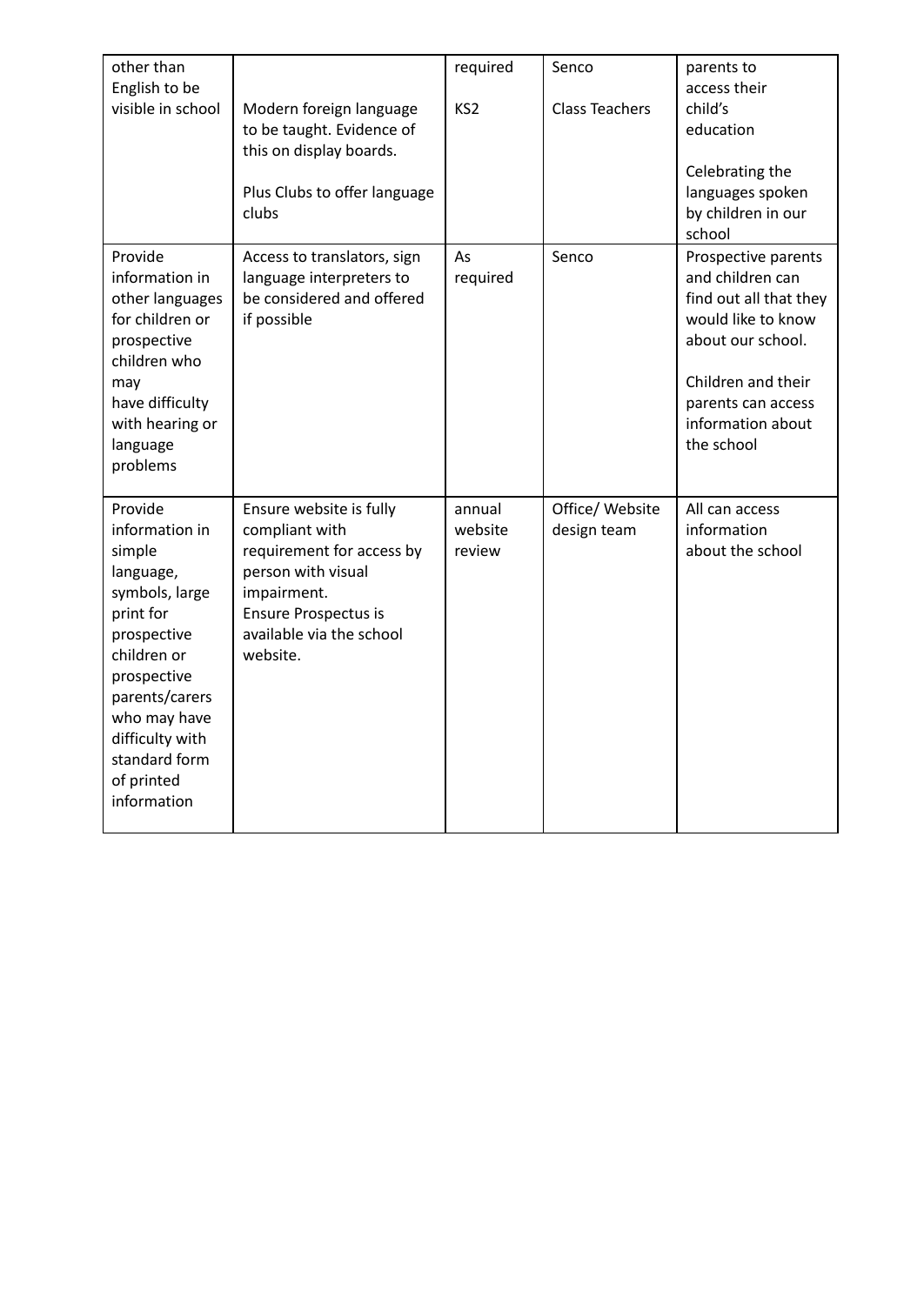| | | | | |
|---|---|---|---|---|
| other than English to be visible in school | Modern foreign language to be taught. Evidence of this on display boards.<br><br>Plus Clubs to offer language clubs | required<br><br>KS2 | Senco<br><br>Class Teachers | parents to access their child's education<br><br>Celebrating the languages spoken by children in our school |
| Provide information in other languages for children or prospective children who may have difficulty with hearing or language problems | Access to translators, sign language interpreters to be considered and offered if possible | As required | Senco | Prospective parents and children can find out all that they would like to know about our school.<br><br>Children and their parents can access information about the school |
| Provide information in simple language, symbols, large print for prospective children or prospective parents/carers who may have difficulty with standard form of printed information | Ensure website is fully compliant with requirement for access by person with visual impairment.<br>Ensure Prospectus is available via the school website. | annual website review | Office/ Website design team | All can access information about the school |